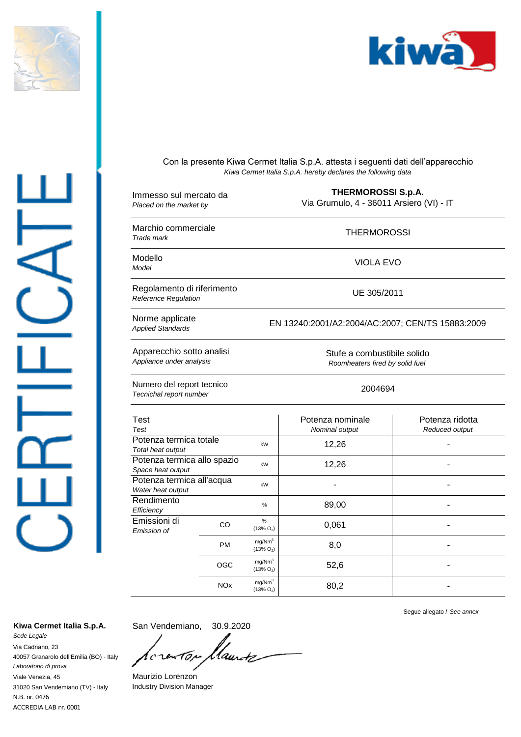# CERTIFICATE

Con la presente Kiwa Cermet Italia S.p.A. attesta i seguenti dati dell'apparecchio
*Kiwa Cermet Italia S.p.A. hereby declares the following data*

| | |
|---|---|
| Immesso sul mercato da<br>*Placed on the market by* | **THERMOROSSI S.p.A.**<br>Via Grumulo, 4 - 36011 Arsiero (VI) - IT |
| Marchio commerciale<br>*Trade mark* | THERMOROSSI |
| Modello<br>*Model* | VIOLA EVO |
| Regolamento di riferimento<br>*Reference Regulation* | UE 305/2011 |
| Norme applicate<br>*Applied Standards* | EN 13240:2001/A2:2004/AC:2007; CEN/TS 15883:2009 |
| Apparecchio sotto analisi<br>*Appliance under analysis* | Stufe a combustibile solido<br>*Roomheaters fired by solid fuel* |
| Numero del report tecnico<br>*Tecnichal report number* | 2004694 |

| Test<br>*Test* | | | Potenza nominale<br>*Nominal output* | Potenza ridotta<br>*Reduced output* |
|---|---|---|---|---|
| Potenza termica totale<br>*Total heat output* | | kW | 12,26 | - |
| Potenza termica allo spazio<br>*Space heat output* | | kW | 12,26 | - |
| Potenza termica all'acqua<br>*Water heat output* | | kW | - | - |
| Rendimento<br>*Efficiency* | | % | 89,00 | - |
| Emissioni di<br>*Emission of* | CO | % ($13\%\ O_2$) | 0,061 | - |
| | PM | $mg/Nm^3$ ($13\%\ O_2$) | 8,0 | - |
| | OGC | $mg/Nm^3$ ($13\%\ O_2$) | 52,6 | - |
| | NOx | $mg/Nm^3$ ($13\%\ O_2$) | 80,2 | - |

Segue allegato / *See annex*

San Vendemiano, 30.9.2020

Maurizio Lorenzon
Industry Division Manager

**Kiwa Cermet Italia S.p.A.**
*Sede Legale*
Via Cadriano, 23
40057 Granarolo dell'Emilia (BO) - Italy
*Laboratorio di prova*
Viale Venezia, 45
31020 San Vendemiano (TV) - Italy
N.B. nr. 0476
ACCREDIA LAB nr. 0001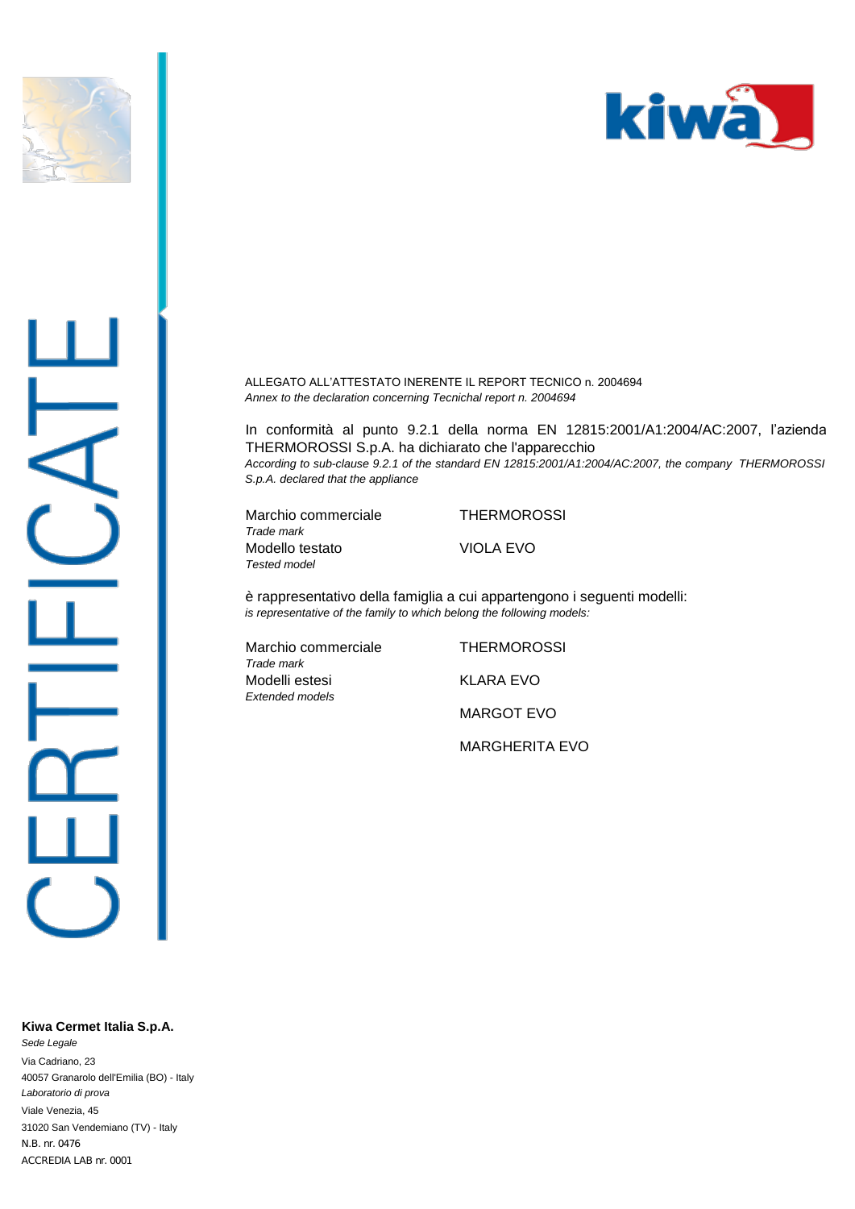CERTIFICATE

ALLEGATO ALL'ATTESTATO INERENTE IL REPORT TECNICO n. 2004694
*Annex to the declaration concerning Tecnichal report n. 2004694*

In conformità al punto 9.2.1 della norma EN 12815:2001/A1:2004/AC:2007, l'azienda THERMOROSSI S.p.A. ha dichiarato che l'apparecchio
*According to sub-clause 9.2.1 of the standard EN 12815:2001/A1:2004/AC:2007, the company THERMOROSSI S.p.A. declared that the appliance*

| | |
|---|---|
| Marchio commerciale<br>*Trade mark* | THERMOROSSI |
| Modello testato<br>*Tested model* | VIOLA EVO |

è rappresentativo della famiglia a cui appartengono i seguenti modelli:
*is representative of the family to which belong the following models:*

| | |
|---|---|
| Marchio commerciale<br>*Trade mark* | THERMOROSSI |
| Modelli estesi<br>*Extended models* | KLARA EVO |
| | MARGOT EVO |
| | MARGHERITA EVO |

**Kiwa Cermet Italia S.p.A.**
*Sede Legale*
Via Cadriano, 23
40057 Granarolo dell'Emilia (BO) - Italy
*Laboratorio di prova*
Viale Venezia, 45
31020 San Vendemiano (TV) - Italy
N.B. nr. 0476
ACCREDIA LAB nr. 0001